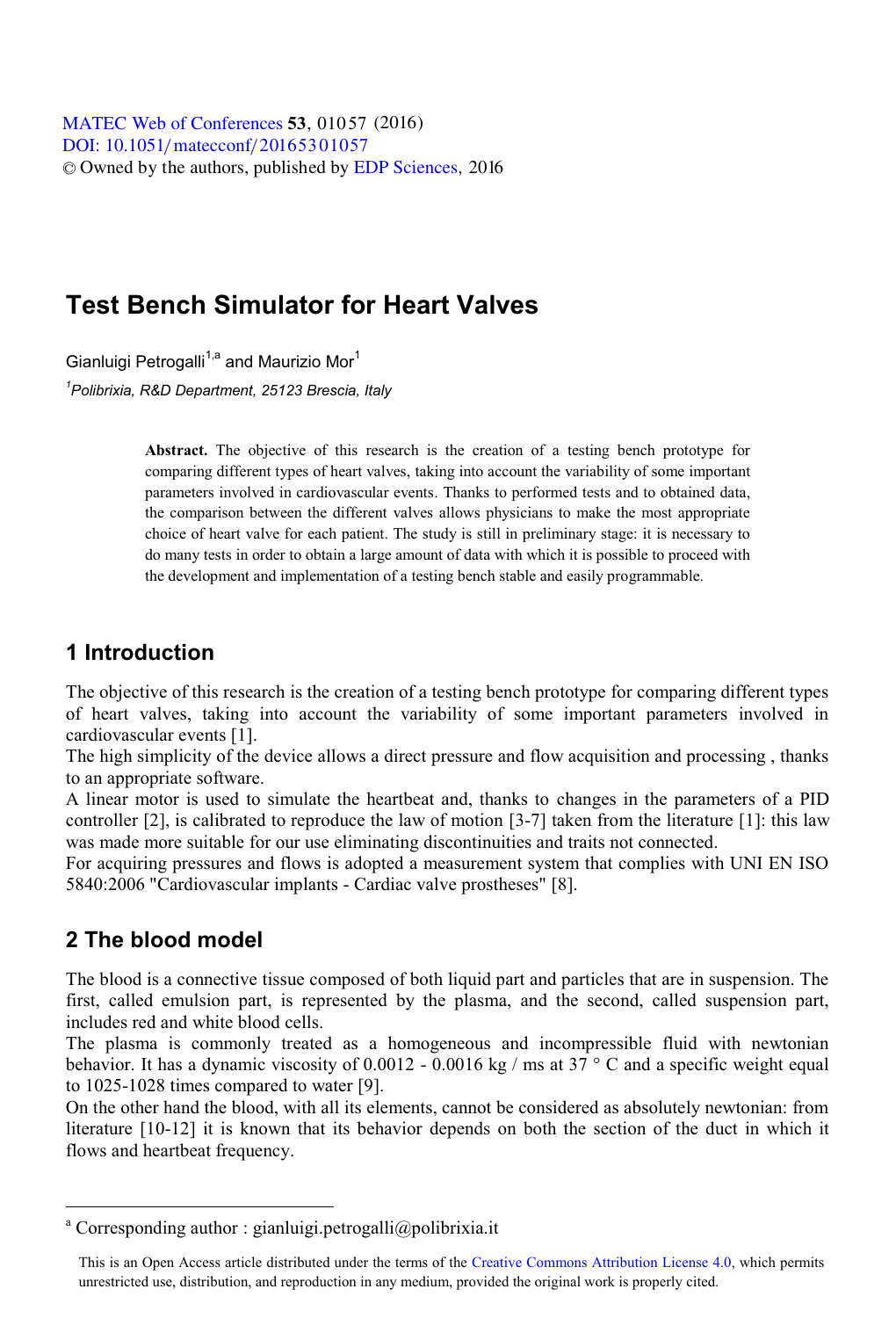# Test Bench Simulator for Heart Valves

Gianluigi Petrogalli[1,a] and Maurizio Mor[1]

[1]*Polibrixia, R&D Department, 25123 Brescia, Italy*

**Abstract.** The objective of this research is the creation of a testing bench prototype for comparing different types of heart valves, taking into account the variability of some important parameters involved in cardiovascular events. Thanks to performed tests and to obtained data, the comparison between the different valves allows physicians to make the most appropriate choice of heart valve for each patient. The study is still in preliminary stage: it is necessary to do many tests in order to obtain a large amount of data with which it is possible to proceed with the development and implementation of a testing bench stable and easily programmable.

## 1 Introduction

The objective of this research is the creation of a testing bench prototype for comparing different types of heart valves, taking into account the variability of some important parameters involved in cardiovascular events [1].

The high simplicity of the device allows a direct pressure and flow acquisition and processing , thanks to an appropriate software.

A linear motor is used to simulate the heartbeat and, thanks to changes in the parameters of a PID controller [2], is calibrated to reproduce the law of motion [3-7] taken from the literature [1]: this law was made more suitable for our use eliminating discontinuities and traits not connected.

For acquiring pressures and flows is adopted a measurement system that complies with UNI EN ISO 5840:2006 "Cardiovascular implants - Cardiac valve prostheses" [8].

## 2 The blood model

The blood is a connective tissue composed of both liquid part and particles that are in suspension. The first, called emulsion part, is represented by the plasma, and the second, called suspension part, includes red and white blood cells.

The plasma is commonly treated as a homogeneous and incompressible fluid with newtonian behavior. It has a dynamic viscosity of 0.0012 - 0.0016 kg / ms at 37 ° C and a specific weight equal to 1025-1028 times compared to water [9].

On the other hand the blood, with all its elements, cannot be considered as absolutely newtonian: from literature [10-12] it is known that its behavior depends on both the section of the duct in which it flows and heartbeat frequency.

[a] Corresponding author : gianluigi.petrogalli@polibrixia.it

This is an Open Access article distributed under the terms of the Creative Commons Attribution License 4.0, which permits unrestricted use, distribution, and reproduction in any medium, provided the original work is properly cited.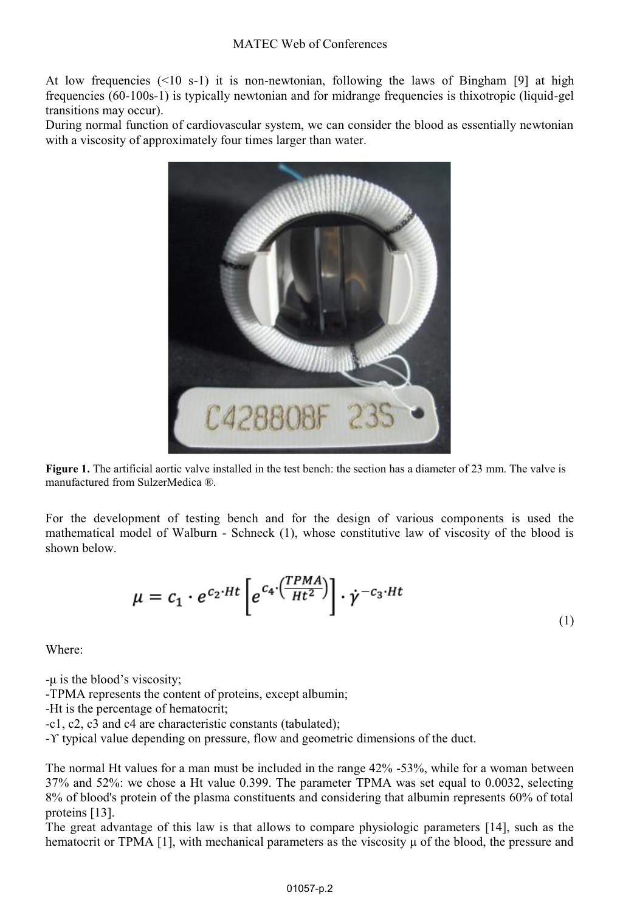At low frequencies (<10 s-1) it is non-newtonian, following the laws of Bingham [9] at high frequencies (60-100s-1) is typically newtonian and for midrange frequencies is thixotropic (liquid-gel transitions may occur).
During normal function of cardiovascular system, we can consider the blood as essentially newtonian with a viscosity of approximately four times larger than water.

**Figure 1.** The artificial aortic valve installed in the test bench: the section has a diameter of 23 mm. The valve is manufactured from SulzerMedica ®.

For the development of testing bench and for the design of various components is used the mathematical model of Walburn - Schneck (1), whose constitutive law of viscosity of the blood is shown below.

$$\mu = c_1 \cdot e^{c_2 \cdot Ht}\left[e^{c_4 \cdot \left(\frac{TPMA}{Ht^2}\right)}\right] \cdot \dot{\gamma}^{-c_3 \cdot Ht} \tag{1}$$

Where:

- $\mu$ is the blood's viscosity;
- TPMA represents the content of proteins, except albumin;
- Ht is the percentage of hematocrit;
- $c_1$, $c_2$, $c_3$ and $c_4$ are characteristic constants (tabulated);
- $\Upsilon$ typical value depending on pressure, flow and geometric dimensions of the duct.

The normal Ht values for a man must be included in the range 42% -53%, while for a woman between 37% and 52%: we chose a Ht value 0.399. The parameter TPMA was set equal to 0.0032, selecting 8% of blood's protein of the plasma constituents and considering that albumin represents 60% of total proteins [13].
The great advantage of this law is that allows to compare physiologic parameters [14], such as the hematocrit or TPMA [1], with mechanical parameters as the viscosity $\mu$ of the blood, the pressure and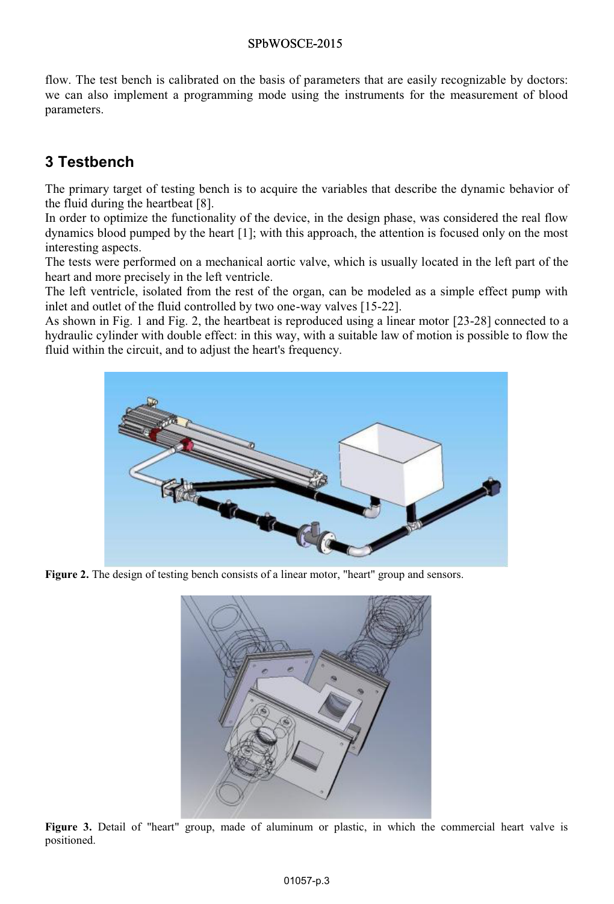flow. The test bench is calibrated on the basis of parameters that are easily recognizable by doctors: we can also implement a programming mode using the instruments for the measurement of blood parameters.

## 3 Testbench

The primary target of testing bench is to acquire the variables that describe the dynamic behavior of the fluid during the heartbeat [8].

In order to optimize the functionality of the device, in the design phase, was considered the real flow dynamics blood pumped by the heart [1]; with this approach, the attention is focused only on the most interesting aspects.

The tests were performed on a mechanical aortic valve, which is usually located in the left part of the heart and more precisely in the left ventricle.

The left ventricle, isolated from the rest of the organ, can be modeled as a simple effect pump with inlet and outlet of the fluid controlled by two one-way valves [15-22].

As shown in Fig. 1 and Fig. 2, the heartbeat is reproduced using a linear motor [23-28] connected to a hydraulic cylinder with double effect: in this way, with a suitable law of motion is possible to flow the fluid within the circuit, and to adjust the heart's frequency.

**Figure 2.** The design of testing bench consists of a linear motor, "heart" group and sensors.

**Figure 3.** Detail of "heart" group, made of aluminum or plastic, in which the commercial heart valve is positioned.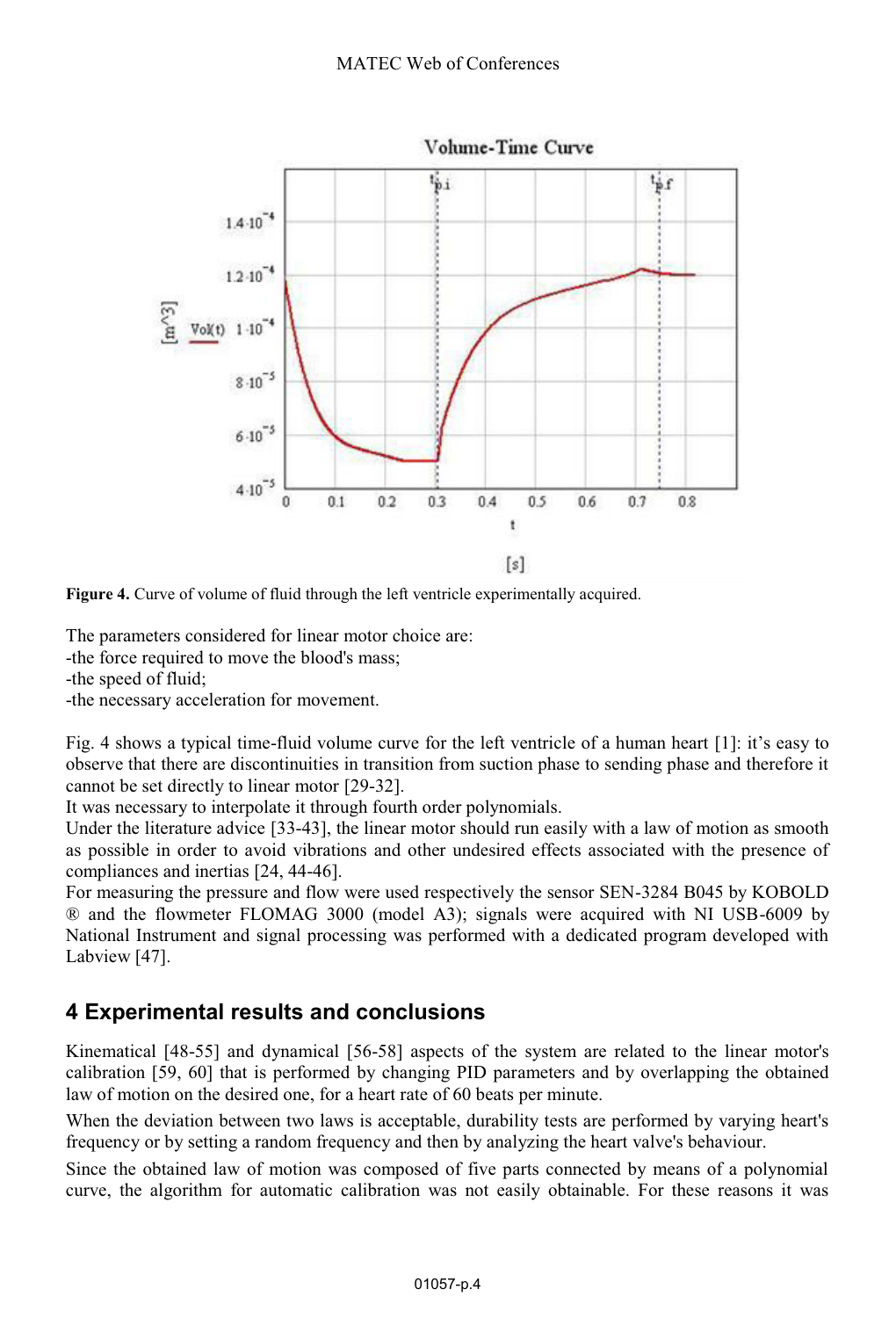Figure 4. Curve of volume of fluid through the left ventricle experimentally acquired.

The parameters considered for linear motor choice are:

-the force required to move the blood's mass;

-the speed of fluid;

-the necessary acceleration for movement.

Fig. 4 shows a typical time-fluid volume curve for the left ventricle of a human heart [1]: it's easy to observe that there are discontinuities in transition from suction phase to sending phase and therefore it cannot be set directly to linear motor [29-32].

It was necessary to interpolate it through fourth order polynomials.

Under the literature advice [33-43], the linear motor should run easily with a law of motion as smooth as possible in order to avoid vibrations and other undesired effects associated with the presence of compliances and inertias [24, 44-46].

For measuring the pressure and flow were used respectively the sensor SEN-3284 B045 by KOBOLD ® and the flowmeter FLOMAG 3000 (model A3); signals were acquired with NI USB-6009 by National Instrument and signal processing was performed with a dedicated program developed with Labview [47].

## 4 Experimental results and conclusions

Kinematical [48-55] and dynamical [56-58] aspects of the system are related to the linear motor's calibration [59, 60] that is performed by changing PID parameters and by overlapping the obtained law of motion on the desired one, for a heart rate of 60 beats per minute.

When the deviation between two laws is acceptable, durability tests are performed by varying heart's frequency or by setting a random frequency and then by analyzing the heart valve's behaviour.

Since the obtained law of motion was composed of five parts connected by means of a polynomial curve, the algorithm for automatic calibration was not easily obtainable. For these reasons it was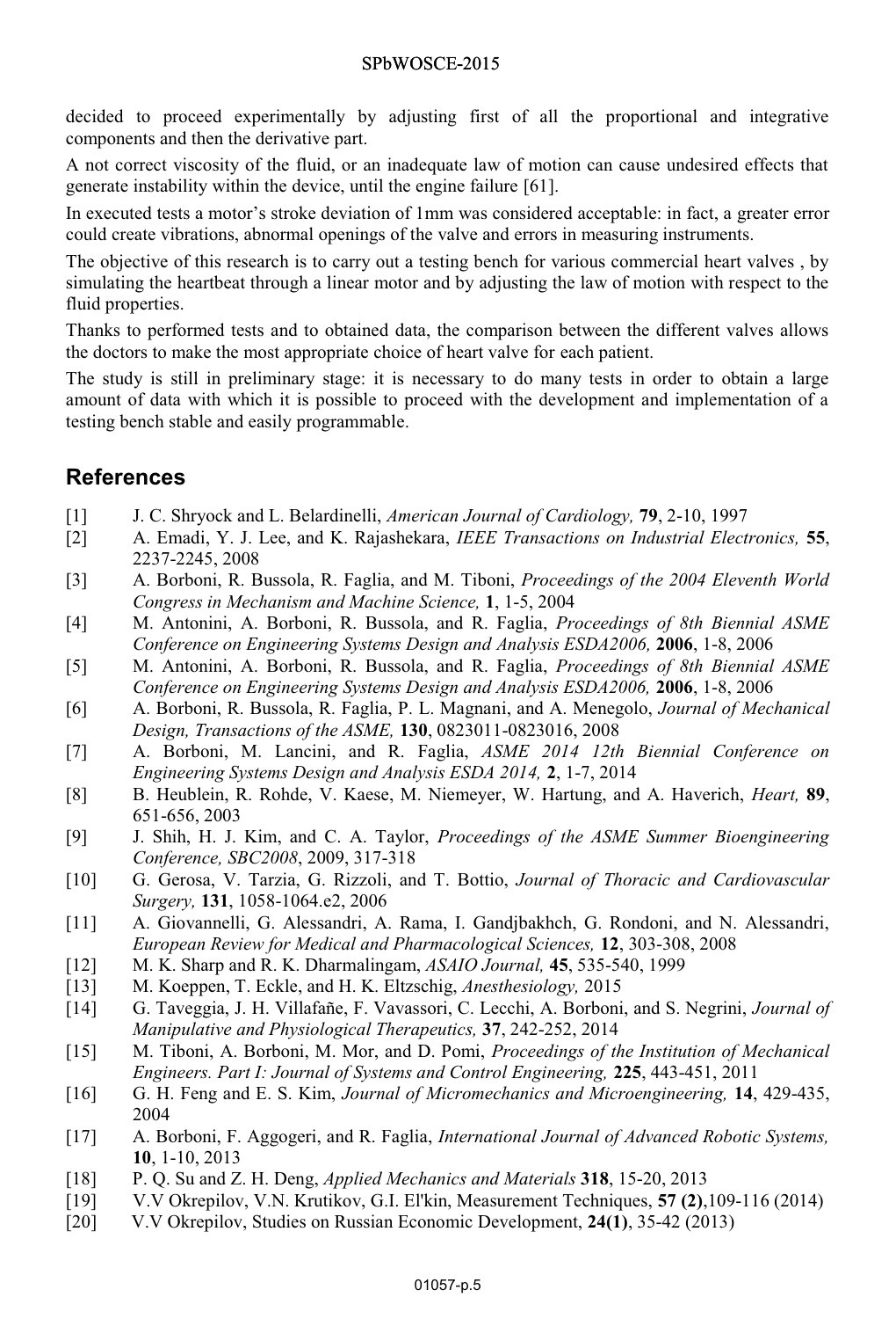decided to proceed experimentally by adjusting first of all the proportional and integrative components and then the derivative part.

A not correct viscosity of the fluid, or an inadequate law of motion can cause undesired effects that generate instability within the device, until the engine failure [61].

In executed tests a motor's stroke deviation of 1mm was considered acceptable: in fact, a greater error could create vibrations, abnormal openings of the valve and errors in measuring instruments.

The objective of this research is to carry out a testing bench for various commercial heart valves , by simulating the heartbeat through a linear motor and by adjusting the law of motion with respect to the fluid properties.

Thanks to performed tests and to obtained data, the comparison between the different valves allows the doctors to make the most appropriate choice of heart valve for each patient.

The study is still in preliminary stage: it is necessary to do many tests in order to obtain a large amount of data with which it is possible to proceed with the development and implementation of a testing bench stable and easily programmable.

## References

[1] J. C. Shryock and L. Belardinelli, *American Journal of Cardiology,* **79**, 2-10, 1997

[2] A. Emadi, Y. J. Lee, and K. Rajashekara, *IEEE Transactions on Industrial Electronics,* **55**, 2237-2245, 2008

[3] A. Borboni, R. Bussola, R. Faglia, and M. Tiboni, *Proceedings of the 2004 Eleventh World Congress in Mechanism and Machine Science,* **1**, 1-5, 2004

[4] M. Antonini, A. Borboni, R. Bussola, and R. Faglia, *Proceedings of 8th Biennial ASME Conference on Engineering Systems Design and Analysis ESDA2006,* **2006**, 1-8, 2006

[5] M. Antonini, A. Borboni, R. Bussola, and R. Faglia, *Proceedings of 8th Biennial ASME Conference on Engineering Systems Design and Analysis ESDA2006,* **2006**, 1-8, 2006

[6] A. Borboni, R. Bussola, R. Faglia, P. L. Magnani, and A. Menegolo, *Journal of Mechanical Design, Transactions of the ASME,* **130**, 0823011-0823016, 2008

[7] A. Borboni, M. Lancini, and R. Faglia, *ASME 2014 12th Biennial Conference on Engineering Systems Design and Analysis ESDA 2014,* **2**, 1-7, 2014

[8] B. Heublein, R. Rohde, V. Kaese, M. Niemeyer, W. Hartung, and A. Haverich, *Heart,* **89**, 651-656, 2003

[9] J. Shih, H. J. Kim, and C. A. Taylor, *Proceedings of the ASME Summer Bioengineering Conference, SBC2008*, 2009, 317-318

[10] G. Gerosa, V. Tarzia, G. Rizzoli, and T. Bottio, *Journal of Thoracic and Cardiovascular Surgery,* **131**, 1058-1064.e2, 2006

[11] A. Giovannelli, G. Alessandri, A. Rama, I. Gandjbakhch, G. Rondoni, and N. Alessandri, *European Review for Medical and Pharmacological Sciences,* **12**, 303-308, 2008

[12] M. K. Sharp and R. K. Dharmalingam, *ASAIO Journal,* **45**, 535-540, 1999

[13] M. Koeppen, T. Eckle, and H. K. Eltzschig, *Anesthesiology,* 2015

[14] G. Taveggia, J. H. Villafañe, F. Vavassori, C. Lecchi, A. Borboni, and S. Negrini, *Journal of Manipulative and Physiological Therapeutics,* **37**, 242-252, 2014

[15] M. Tiboni, A. Borboni, M. Mor, and D. Pomi, *Proceedings of the Institution of Mechanical Engineers. Part I: Journal of Systems and Control Engineering,* **225**, 443-451, 2011

[16] G. H. Feng and E. S. Kim, *Journal of Micromechanics and Microengineering,* **14**, 429-435, 2004

[17] A. Borboni, F. Aggogeri, and R. Faglia, *International Journal of Advanced Robotic Systems,* **10**, 1-10, 2013

[18] P. Q. Su and Z. H. Deng, *Applied Mechanics and Materials* **318**, 15-20, 2013

[19] V.V Okrepilov, V.N. Krutikov, G.I. El'kin, Measurement Techniques, **57 (2)**,109-116 (2014)

[20] V.V Okrepilov, Studies on Russian Economic Development, **24(1)**, 35-42 (2013)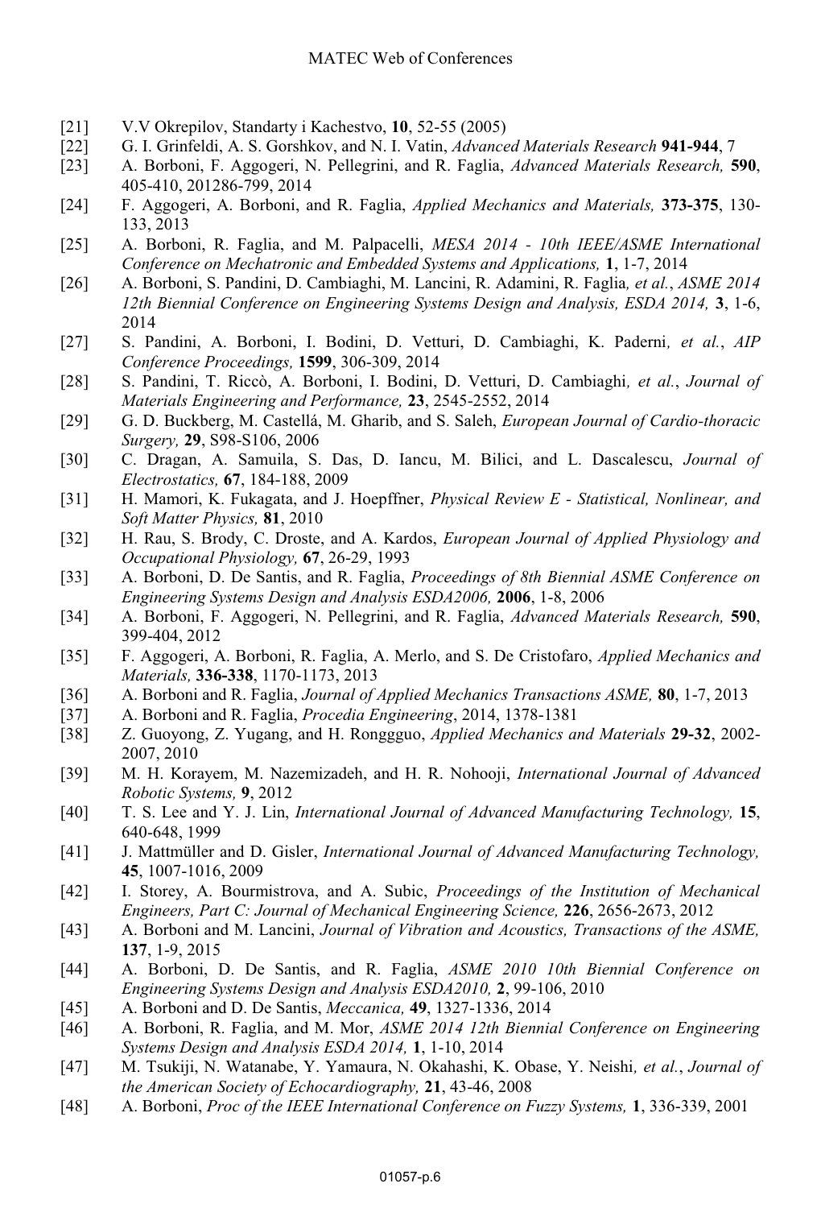[21] V.V Okrepilov, Standarty i Kachestvo, **10**, 52-55 (2005)

[22] G. I. Grinfeldi, A. S. Gorshkov, and N. I. Vatin, *Advanced Materials Research* **941-944**, 7

[23] A. Borboni, F. Aggogeri, N. Pellegrini, and R. Faglia, *Advanced Materials Research,* **590**, 405-410, 201286-799, 2014

[24] F. Aggogeri, A. Borboni, and R. Faglia, *Applied Mechanics and Materials,* **373-375**, 130-133, 2013

[25] A. Borboni, R. Faglia, and M. Palpacelli, *MESA 2014 - 10th IEEE/ASME International Conference on Mechatronic and Embedded Systems and Applications,* **1**, 1-7, 2014

[26] A. Borboni, S. Pandini, D. Cambiaghi, M. Lancini, R. Adamini, R. Faglia*, et al.*, *ASME 2014 12th Biennial Conference on Engineering Systems Design and Analysis, ESDA 2014,* **3**, 1-6, 2014

[27] S. Pandini, A. Borboni, I. Bodini, D. Vetturi, D. Cambiaghi, K. Paderni*, et al.*, *AIP Conference Proceedings,* **1599**, 306-309, 2014

[28] S. Pandini, T. Riccò, A. Borboni, I. Bodini, D. Vetturi, D. Cambiaghi*, et al.*, *Journal of Materials Engineering and Performance,* **23**, 2545-2552, 2014

[29] G. D. Buckberg, M. Castellá, M. Gharib, and S. Saleh, *European Journal of Cardio-thoracic Surgery,* **29**, S98-S106, 2006

[30] C. Dragan, A. Samuila, S. Das, D. Iancu, M. Bilici, and L. Dascalescu, *Journal of Electrostatics,* **67**, 184-188, 2009

[31] H. Mamori, K. Fukagata, and J. Hoepffner, *Physical Review E - Statistical, Nonlinear, and Soft Matter Physics,* **81**, 2010

[32] H. Rau, S. Brody, C. Droste, and A. Kardos, *European Journal of Applied Physiology and Occupational Physiology,* **67**, 26-29, 1993

[33] A. Borboni, D. De Santis, and R. Faglia, *Proceedings of 8th Biennial ASME Conference on Engineering Systems Design and Analysis ESDA2006,* **2006**, 1-8, 2006

[34] A. Borboni, F. Aggogeri, N. Pellegrini, and R. Faglia, *Advanced Materials Research,* **590**, 399-404, 2012

[35] F. Aggogeri, A. Borboni, R. Faglia, A. Merlo, and S. De Cristofaro, *Applied Mechanics and Materials,* **336-338**, 1170-1173, 2013

[36] A. Borboni and R. Faglia, *Journal of Applied Mechanics Transactions ASME,* **80**, 1-7, 2013

[37] A. Borboni and R. Faglia, *Procedia Engineering*, 2014, 1378-1381

[38] Z. Guoyong, Z. Yugang, and H. Ronggguo, *Applied Mechanics and Materials* **29-32**, 2002-2007, 2010

[39] M. H. Korayem, M. Nazemizadeh, and H. R. Nohooji, *International Journal of Advanced Robotic Systems,* **9**, 2012

[40] T. S. Lee and Y. J. Lin, *International Journal of Advanced Manufacturing Technology,* **15**, 640-648, 1999

[41] J. Mattmüller and D. Gisler, *International Journal of Advanced Manufacturing Technology,* **45**, 1007-1016, 2009

[42] I. Storey, A. Bourmistrova, and A. Subic, *Proceedings of the Institution of Mechanical Engineers, Part C: Journal of Mechanical Engineering Science,* **226**, 2656-2673, 2012

[43] A. Borboni and M. Lancini, *Journal of Vibration and Acoustics, Transactions of the ASME,* **137**, 1-9, 2015

[44] A. Borboni, D. De Santis, and R. Faglia, *ASME 2010 10th Biennial Conference on Engineering Systems Design and Analysis ESDA2010,* **2**, 99-106, 2010

[45] A. Borboni and D. De Santis, *Meccanica,* **49**, 1327-1336, 2014

[46] A. Borboni, R. Faglia, and M. Mor, *ASME 2014 12th Biennial Conference on Engineering Systems Design and Analysis ESDA 2014,* **1**, 1-10, 2014

[47] M. Tsukiji, N. Watanabe, Y. Yamaura, N. Okahashi, K. Obase, Y. Neishi*, et al.*, *Journal of the American Society of Echocardiography,* **21**, 43-46, 2008

[48] A. Borboni, *Proc of the IEEE International Conference on Fuzzy Systems,* **1**, 336-339, 2001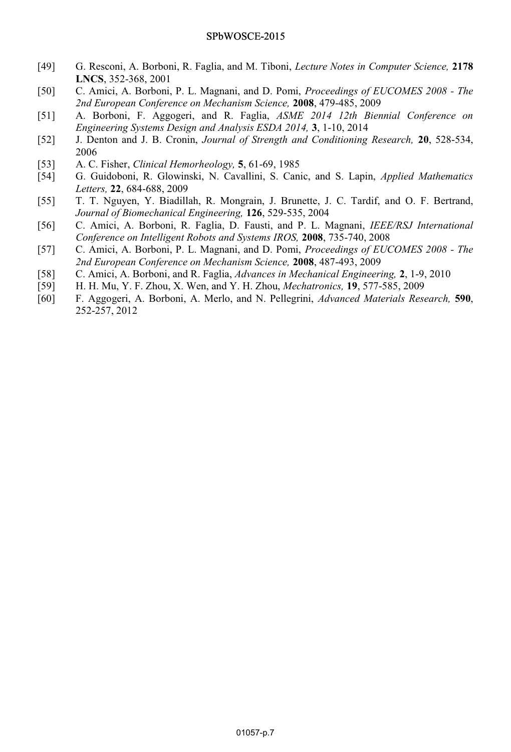[49] G. Resconi, A. Borboni, R. Faglia, and M. Tiboni, *Lecture Notes in Computer Science,* **2178 LNCS**, 352-368, 2001

[50] C. Amici, A. Borboni, P. L. Magnani, and D. Pomi, *Proceedings of EUCOMES 2008 - The 2nd European Conference on Mechanism Science,* **2008**, 479-485, 2009

[51] A. Borboni, F. Aggogeri, and R. Faglia, *ASME 2014 12th Biennial Conference on Engineering Systems Design and Analysis ESDA 2014,* **3**, 1-10, 2014

[52] J. Denton and J. B. Cronin, *Journal of Strength and Conditioning Research,* **20**, 528-534, 2006

[53] A. C. Fisher, *Clinical Hemorheology,* **5**, 61-69, 1985

[54] G. Guidoboni, R. Glowinski, N. Cavallini, S. Canic, and S. Lapin, *Applied Mathematics Letters,* **22**, 684-688, 2009

[55] T. T. Nguyen, Y. Biadillah, R. Mongrain, J. Brunette, J. C. Tardif, and O. F. Bertrand, *Journal of Biomechanical Engineering,* **126**, 529-535, 2004

[56] C. Amici, A. Borboni, R. Faglia, D. Fausti, and P. L. Magnani, *IEEE/RSJ International Conference on Intelligent Robots and Systems IROS,* **2008**, 735-740, 2008

[57] C. Amici, A. Borboni, P. L. Magnani, and D. Pomi, *Proceedings of EUCOMES 2008 - The 2nd European Conference on Mechanism Science,* **2008**, 487-493, 2009

[58] C. Amici, A. Borboni, and R. Faglia, *Advances in Mechanical Engineering,* **2**, 1-9, 2010

[59] H. H. Mu, Y. F. Zhou, X. Wen, and Y. H. Zhou, *Mechatronics,* **19**, 577-585, 2009

[60] F. Aggogeri, A. Borboni, A. Merlo, and N. Pellegrini, *Advanced Materials Research,* **590**, 252-257, 2012